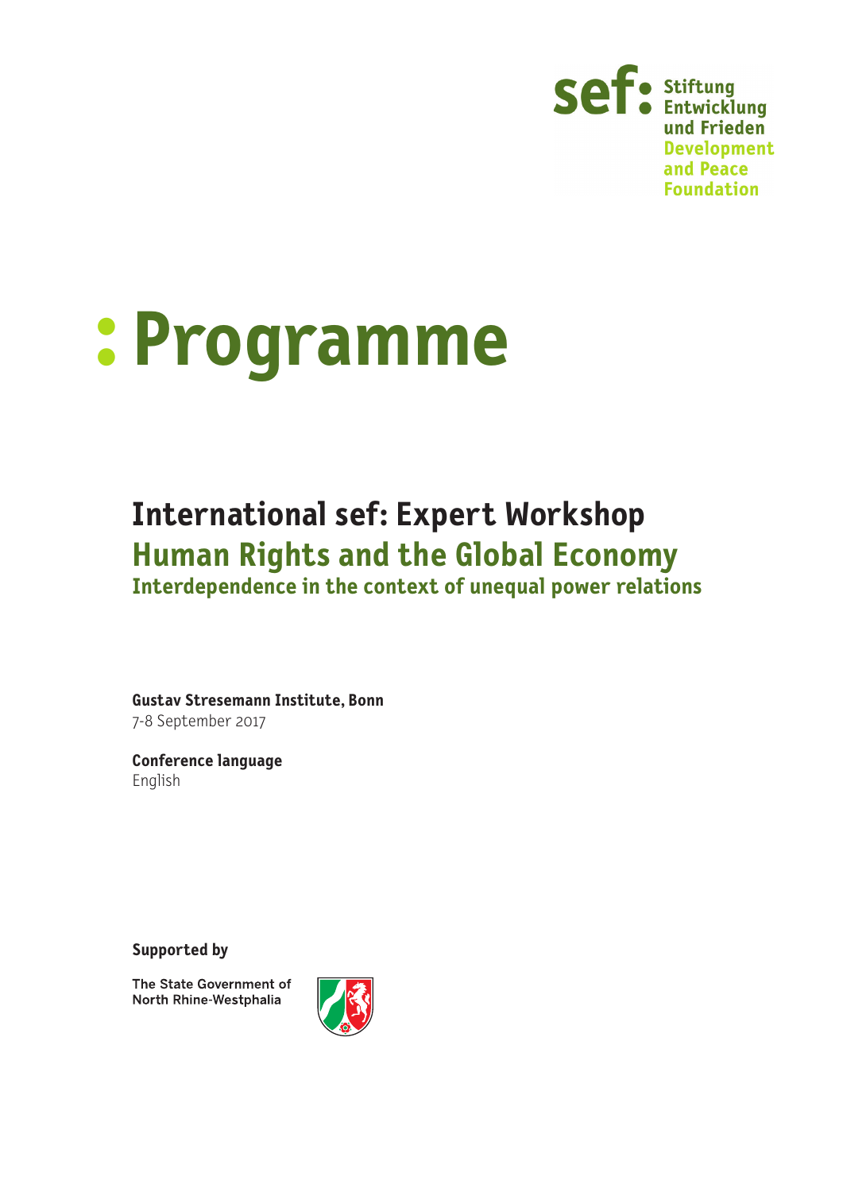sef: Stiftung Entwicklung und Frieden
Development and Peace Foundation

# : Programme

## International sef: Expert Workshop

## Human Rights and the Global Economy

### Interdependence in the context of unequal power relations

**Gustav Stresemann Institute, Bonn**
7-8 September 2017

**Conference language**
English

**Supported by**

The State Government of
North Rhine-Westphalia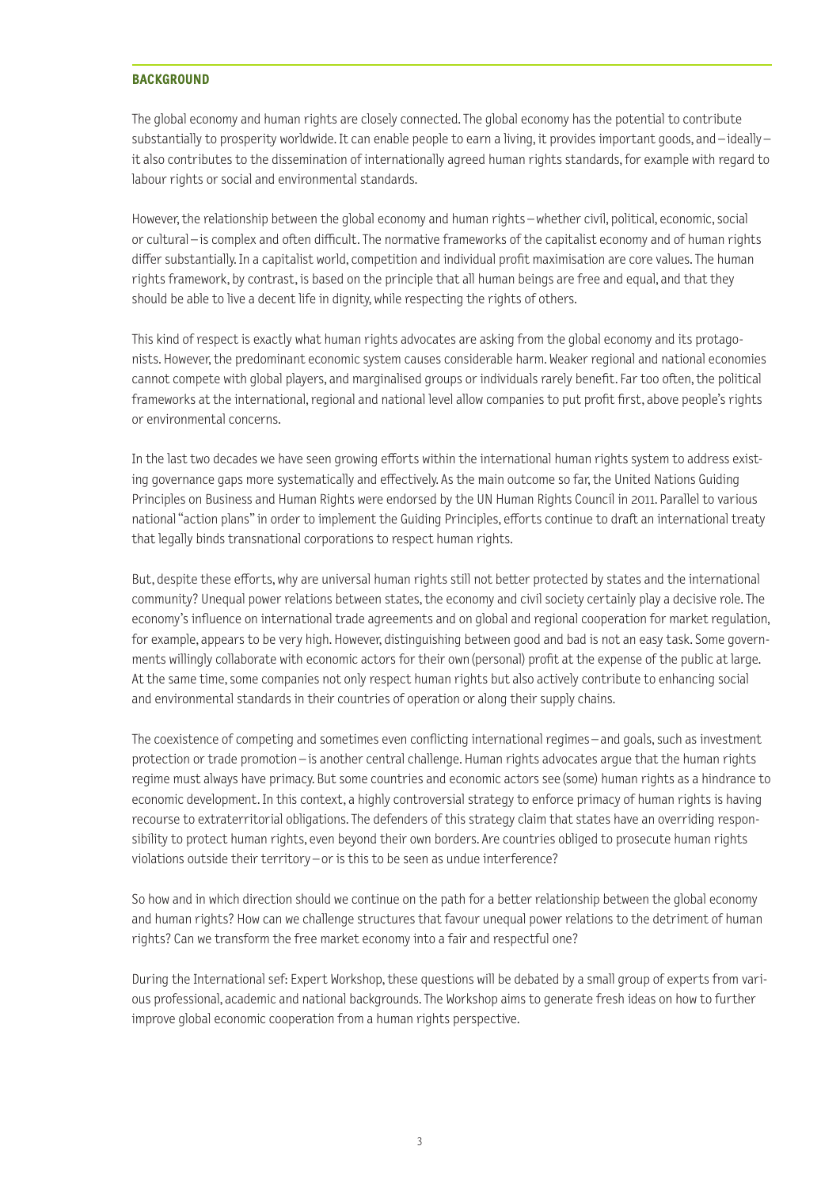## BACKGROUND

The global economy and human rights are closely connected. The global economy has the potential to contribute substantially to prosperity worldwide. It can enable people to earn a living, it provides important goods, and – ideally – it also contributes to the dissemination of internationally agreed human rights standards, for example with regard to labour rights or social and environmental standards.

However, the relationship between the global economy and human rights – whether civil, political, economic, social or cultural – is complex and often difficult. The normative frameworks of the capitalist economy and of human rights differ substantially. In a capitalist world, competition and individual profit maximisation are core values. The human rights framework, by contrast, is based on the principle that all human beings are free and equal, and that they should be able to live a decent life in dignity, while respecting the rights of others.

This kind of respect is exactly what human rights advocates are asking from the global economy and its protagonists. However, the predominant economic system causes considerable harm. Weaker regional and national economies cannot compete with global players, and marginalised groups or individuals rarely benefit. Far too often, the political frameworks at the international, regional and national level allow companies to put profit first, above people's rights or environmental concerns.

In the last two decades we have seen growing efforts within the international human rights system to address existing governance gaps more systematically and effectively. As the main outcome so far, the United Nations Guiding Principles on Business and Human Rights were endorsed by the UN Human Rights Council in 2011. Parallel to various national "action plans" in order to implement the Guiding Principles, efforts continue to draft an international treaty that legally binds transnational corporations to respect human rights.

But, despite these efforts, why are universal human rights still not better protected by states and the international community? Unequal power relations between states, the economy and civil society certainly play a decisive role. The economy's influence on international trade agreements and on global and regional cooperation for market regulation, for example, appears to be very high. However, distinguishing between good and bad is not an easy task. Some governments willingly collaborate with economic actors for their own (personal) profit at the expense of the public at large. At the same time, some companies not only respect human rights but also actively contribute to enhancing social and environmental standards in their countries of operation or along their supply chains.

The coexistence of competing and sometimes even conflicting international regimes – and goals, such as investment protection or trade promotion – is another central challenge. Human rights advocates argue that the human rights regime must always have primacy. But some countries and economic actors see (some) human rights as a hindrance to economic development. In this context, a highly controversial strategy to enforce primacy of human rights is having recourse to extraterritorial obligations. The defenders of this strategy claim that states have an overriding responsibility to protect human rights, even beyond their own borders. Are countries obliged to prosecute human rights violations outside their territory – or is this to be seen as undue interference?

So how and in which direction should we continue on the path for a better relationship between the global economy and human rights? How can we challenge structures that favour unequal power relations to the detriment of human rights? Can we transform the free market economy into a fair and respectful one?

During the International sef: Expert Workshop, these questions will be debated by a small group of experts from various professional, academic and national backgrounds. The Workshop aims to generate fresh ideas on how to further improve global economic cooperation from a human rights perspective.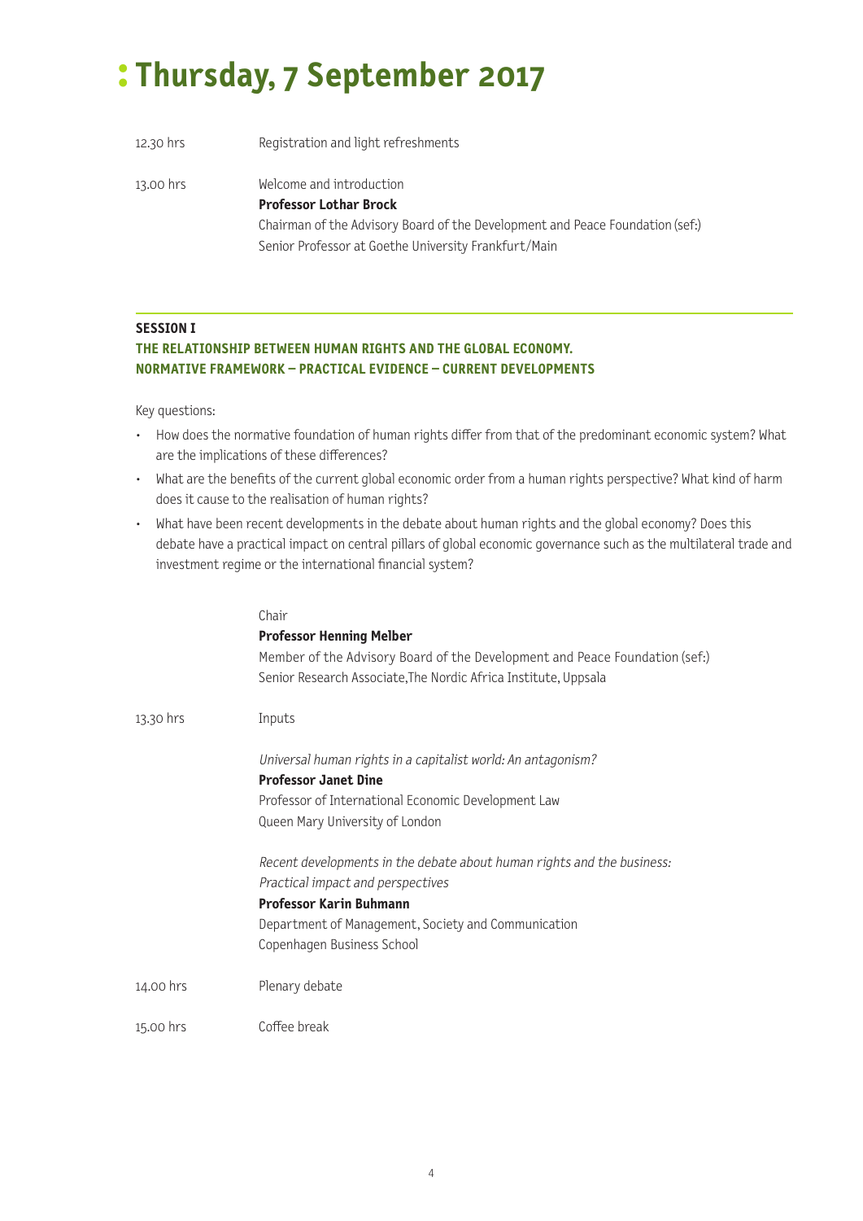# Thursday, 7 September 2017

12.30 hrs — Registration and light refreshments

13.00 hrs — Welcome and introduction
**Professor Lothar Brock**
Chairman of the Advisory Board of the Development and Peace Foundation (sef:)
Senior Professor at Goethe University Frankfurt/Main

## SESSION I
### THE RELATIONSHIP BETWEEN HUMAN RIGHTS AND THE GLOBAL ECONOMY. NORMATIVE FRAMEWORK – PRACTICAL EVIDENCE – CURRENT DEVELOPMENTS

Key questions:

- How does the normative foundation of human rights differ from that of the predominant economic system? What are the implications of these differences?
- What are the benefits of the current global economic order from a human rights perspective? What kind of harm does it cause to the realisation of human rights?
- What have been recent developments in the debate about human rights and the global economy? Does this debate have a practical impact on central pillars of global economic governance such as the multilateral trade and investment regime or the international financial system?

Chair
**Professor Henning Melber**
Member of the Advisory Board of the Development and Peace Foundation (sef:)
Senior Research Associate,The Nordic Africa Institute, Uppsala

13.30 hrs — Inputs

*Universal human rights in a capitalist world: An antagonism?*
**Professor Janet Dine**
Professor of International Economic Development Law
Queen Mary University of London

*Recent developments in the debate about human rights and the business: Practical impact and perspectives*
**Professor Karin Buhmann**
Department of Management, Society and Communication
Copenhagen Business School

14.00 hrs — Plenary debate

15.00 hrs — Coffee break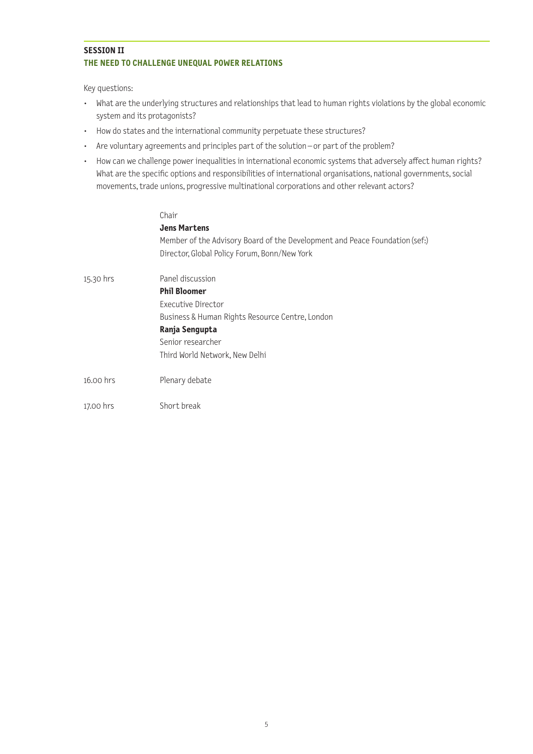## SESSION II
## THE NEED TO CHALLENGE UNEQUAL POWER RELATIONS

Key questions:

- What are the underlying structures and relationships that lead to human rights violations by the global economic system and its protagonists?
- How do states and the international community perpetuate these structures?
- Are voluntary agreements and principles part of the solution – or part of the problem?
- How can we challenge power inequalities in international economic systems that adversely affect human rights? What are the specific options and responsibilities of international organisations, national governments, social movements, trade unions, progressive multinational corporations and other relevant actors?

| | |
|---|---|
| | Chair<br>**Jens Martens**<br>Member of the Advisory Board of the Development and Peace Foundation (sef:)<br>Director, Global Policy Forum, Bonn/New York |
| 15.30 hrs | Panel discussion<br>**Phil Bloomer**<br>Executive Director<br>Business & Human Rights Resource Centre, London<br>**Ranja Sengupta**<br>Senior researcher<br>Third World Network, New Delhi |
| 16.00 hrs | Plenary debate |
| 17.00 hrs | Short break |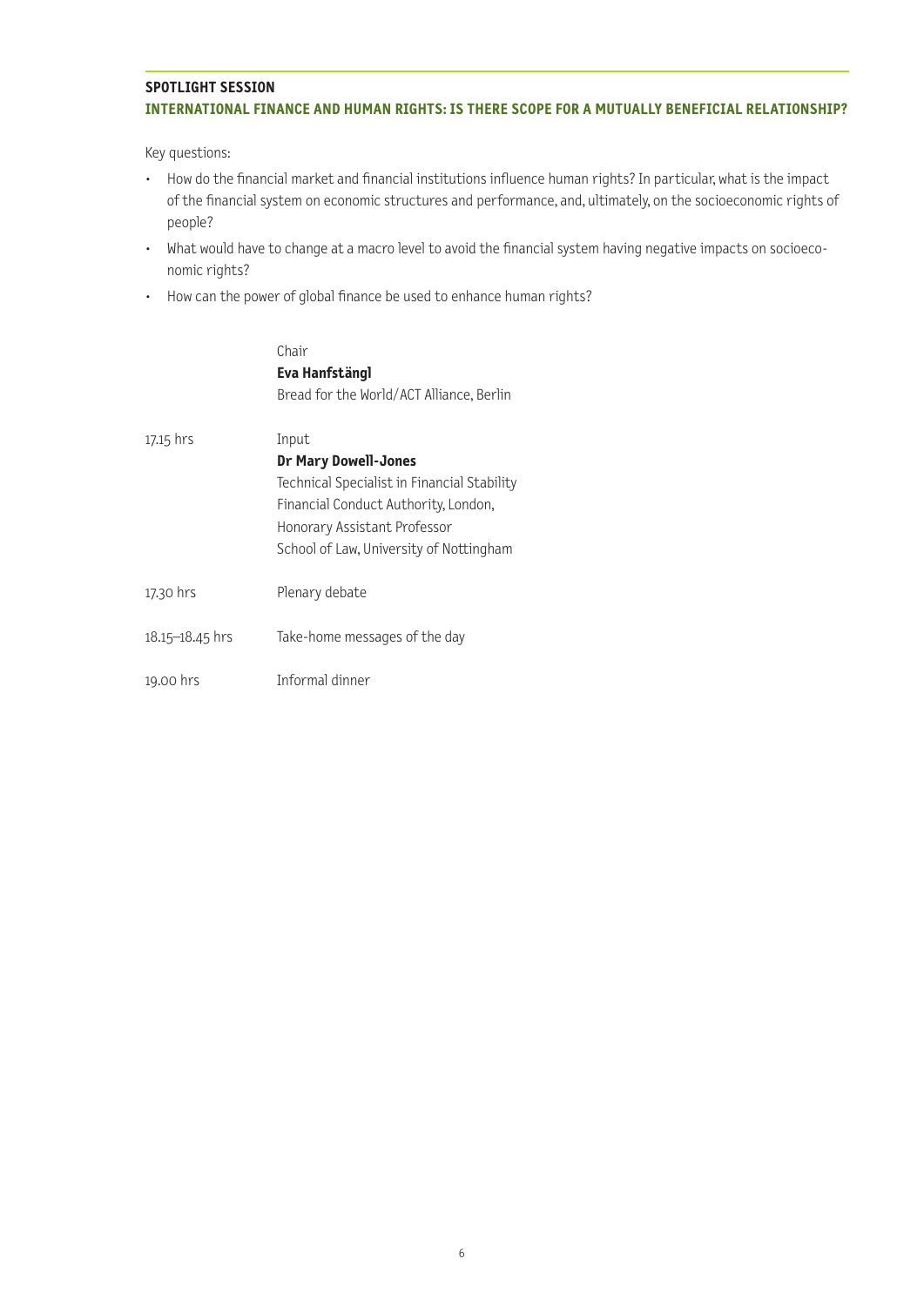## SPOTLIGHT SESSION

### INTERNATIONAL FINANCE AND HUMAN RIGHTS: IS THERE SCOPE FOR A MUTUALLY BENEFICIAL RELATIONSHIP?

Key questions:

- How do the financial market and financial institutions influence human rights? In particular, what is the impact of the financial system on economic structures and performance, and, ultimately, on the socioeconomic rights of people?
- What would have to change at a macro level to avoid the financial system having negative impacts on socioeconomic rights?
- How can the power of global finance be used to enhance human rights?

|  |  |
|---|---|
|  | Chair<br>**Eva Hanfstängl**<br>Bread for the World/ACT Alliance, Berlin |
| 17.15 hrs | Input<br>**Dr Mary Dowell-Jones**<br>Technical Specialist in Financial Stability<br>Financial Conduct Authority, London,<br>Honorary Assistant Professor<br>School of Law, University of Nottingham |
| 17.30 hrs | Plenary debate |
| 18.15–18.45 hrs | Take-home messages of the day |
| 19.00 hrs | Informal dinner |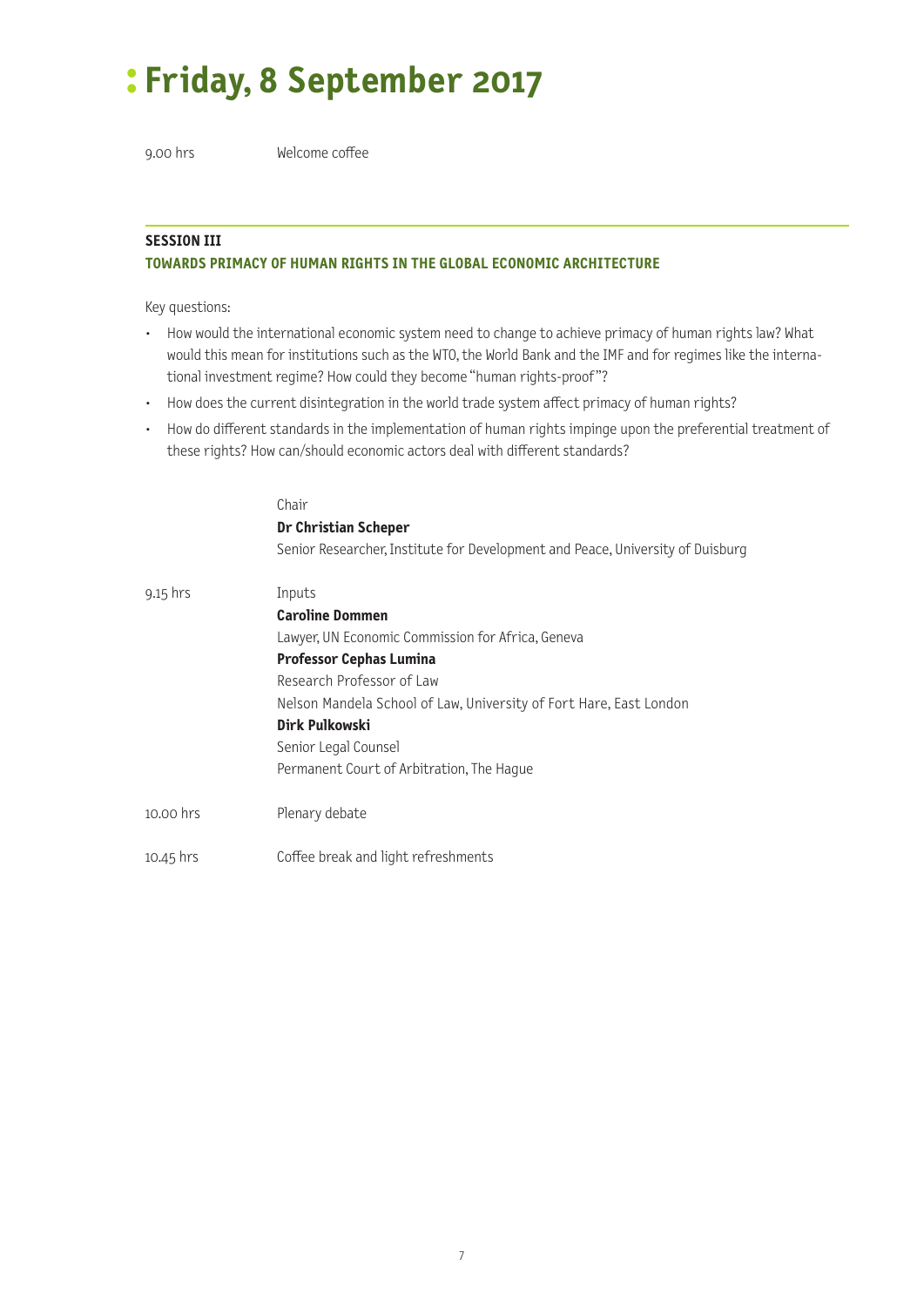# Friday, 8 September 2017

9.00 hrs Welcome coffee

---

**SESSION III**

**TOWARDS PRIMACY OF HUMAN RIGHTS IN THE GLOBAL ECONOMIC ARCHITECTURE**

Key questions:

- How would the international economic system need to change to achieve primacy of human rights law? What would this mean for institutions such as the WTO, the World Bank and the IMF and for regimes like the international investment regime? How could they become "human rights-proof"?
- How does the current disintegration in the world trade system affect primacy of human rights?
- How do different standards in the implementation of human rights impinge upon the preferential treatment of these rights? How can/should economic actors deal with different standards?

Chair
**Dr Christian Scheper**
Senior Researcher, Institute for Development and Peace, University of Duisburg

9.15 hrs Inputs
**Caroline Dommen**
Lawyer, UN Economic Commission for Africa, Geneva
**Professor Cephas Lumina**
Research Professor of Law
Nelson Mandela School of Law, University of Fort Hare, East London
**Dirk Pulkowski**
Senior Legal Counsel
Permanent Court of Arbitration, The Hague

10.00 hrs Plenary debate

10.45 hrs Coffee break and light refreshments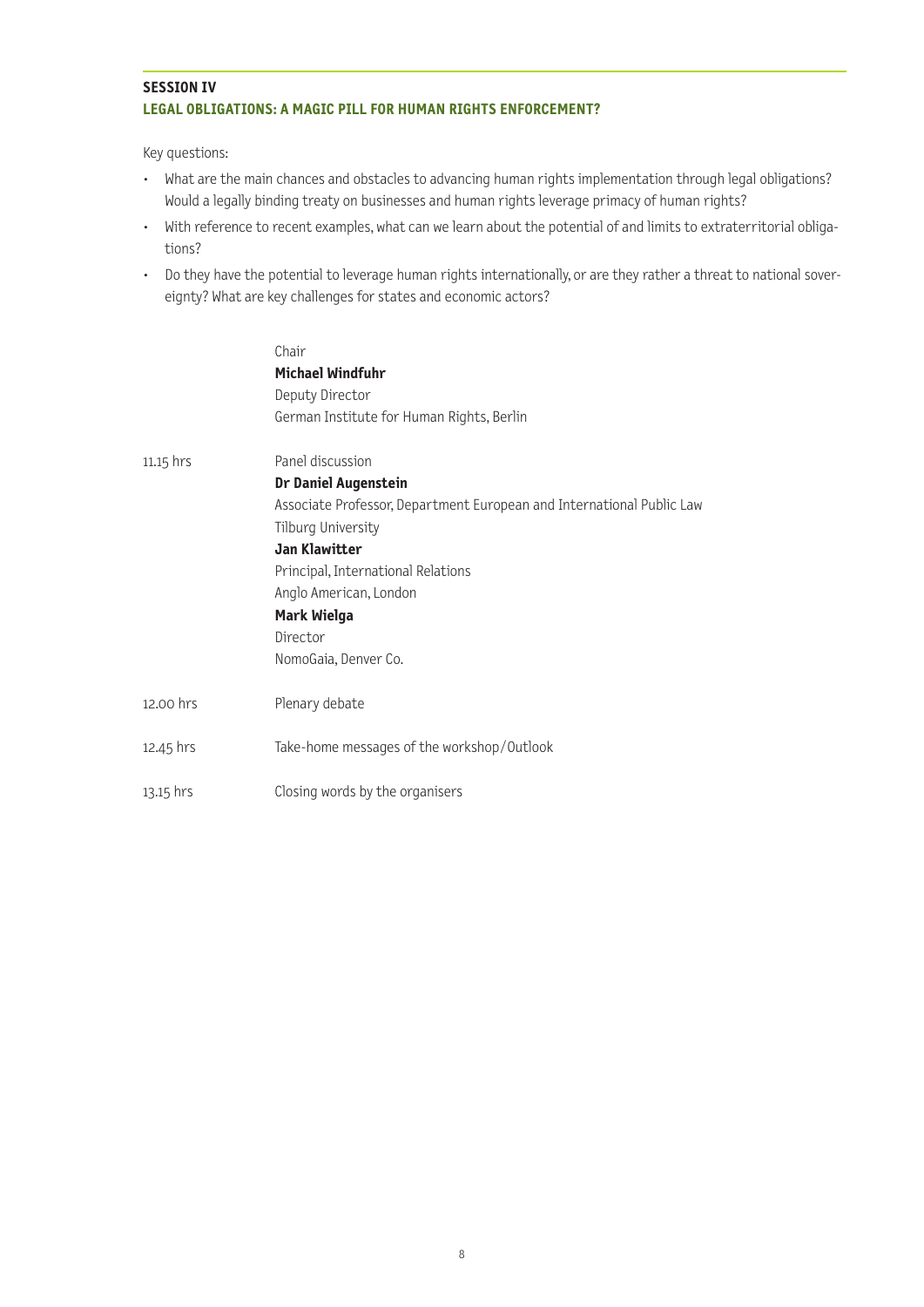## SESSION IV

### LEGAL OBLIGATIONS: A MAGIC PILL FOR HUMAN RIGHTS ENFORCEMENT?

Key questions:

- What are the main chances and obstacles to advancing human rights implementation through legal obligations? Would a legally binding treaty on businesses and human rights leverage primacy of human rights?
- With reference to recent examples, what can we learn about the potential of and limits to extraterritorial obligations?
- Do they have the potential to leverage human rights internationally, or are they rather a threat to national sovereignty? What are key challenges for states and economic actors?

Chair
**Michael Windfuhr**
Deputy Director
German Institute for Human Rights, Berlin

11.15 hrs — Panel discussion

**Dr Daniel Augenstein**
Associate Professor, Department European and International Public Law
Tilburg University

**Jan Klawitter**
Principal, International Relations
Anglo American, London

**Mark Wielga**
Director
NomoGaia, Denver Co.

12.00 hrs — Plenary debate

12.45 hrs — Take-home messages of the workshop/Outlook

13.15 hrs — Closing words by the organisers